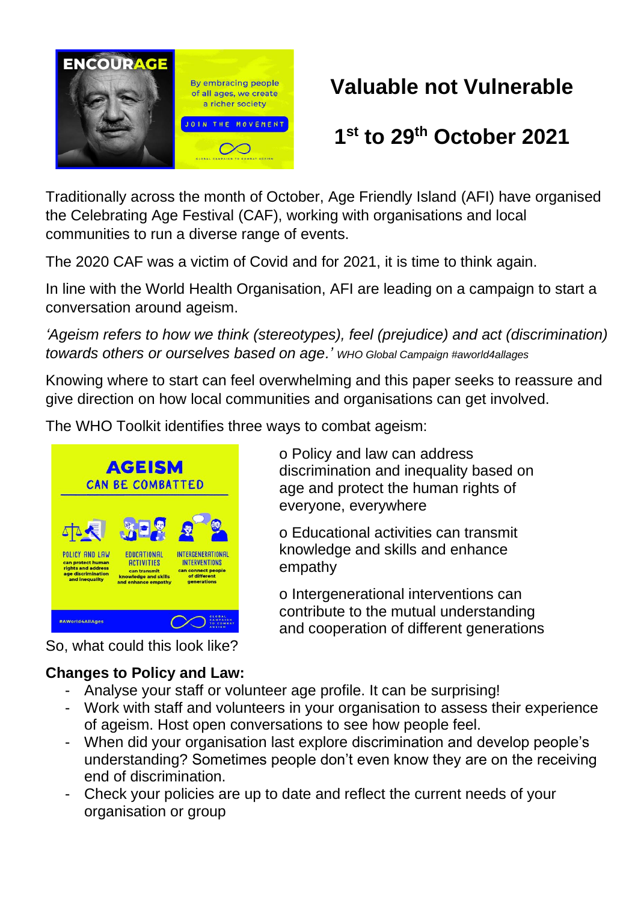# Valuable not Vulnerable

## 1st to 29th October 2021

Traditionally across the month of October, Age Friendly Island (AFI) have organised the Celebrating Age Festival (CAF), working with organisations and local communities to run a diverse range of events.

The 2020 CAF was a victim of Covid and for 2021, it is time to think again.

In line with the World Health Organisation, AFI are leading on a campaign to start a conversation around ageism.

*'Ageism refers to how we think (stereotypes), feel (prejudice) and act (discrimination) towards others or ourselves based on age.'* *WHO Global Campaign #aworld4allages*

Knowing where to start can feel overwhelming and this paper seeks to reassure and give direction on how local communities and organisations can get involved.

The WHO Toolkit identifies three ways to combat ageism:

- Policy and law can address discrimination and inequality based on age and protect the human rights of everyone, everywhere
- Educational activities can transmit knowledge and skills and enhance empathy
- Intergenerational interventions can contribute to the mutual understanding and cooperation of different generations

So, what could this look like?

**Changes to Policy and Law:**

- Analyse your staff or volunteer age profile. It can be surprising!
- Work with staff and volunteers in your organisation to assess their experience of ageism. Host open conversations to see how people feel.
- When did your organisation last explore discrimination and develop people's understanding? Sometimes people don't even know they are on the receiving end of discrimination.
- Check your policies are up to date and reflect the current needs of your organisation or group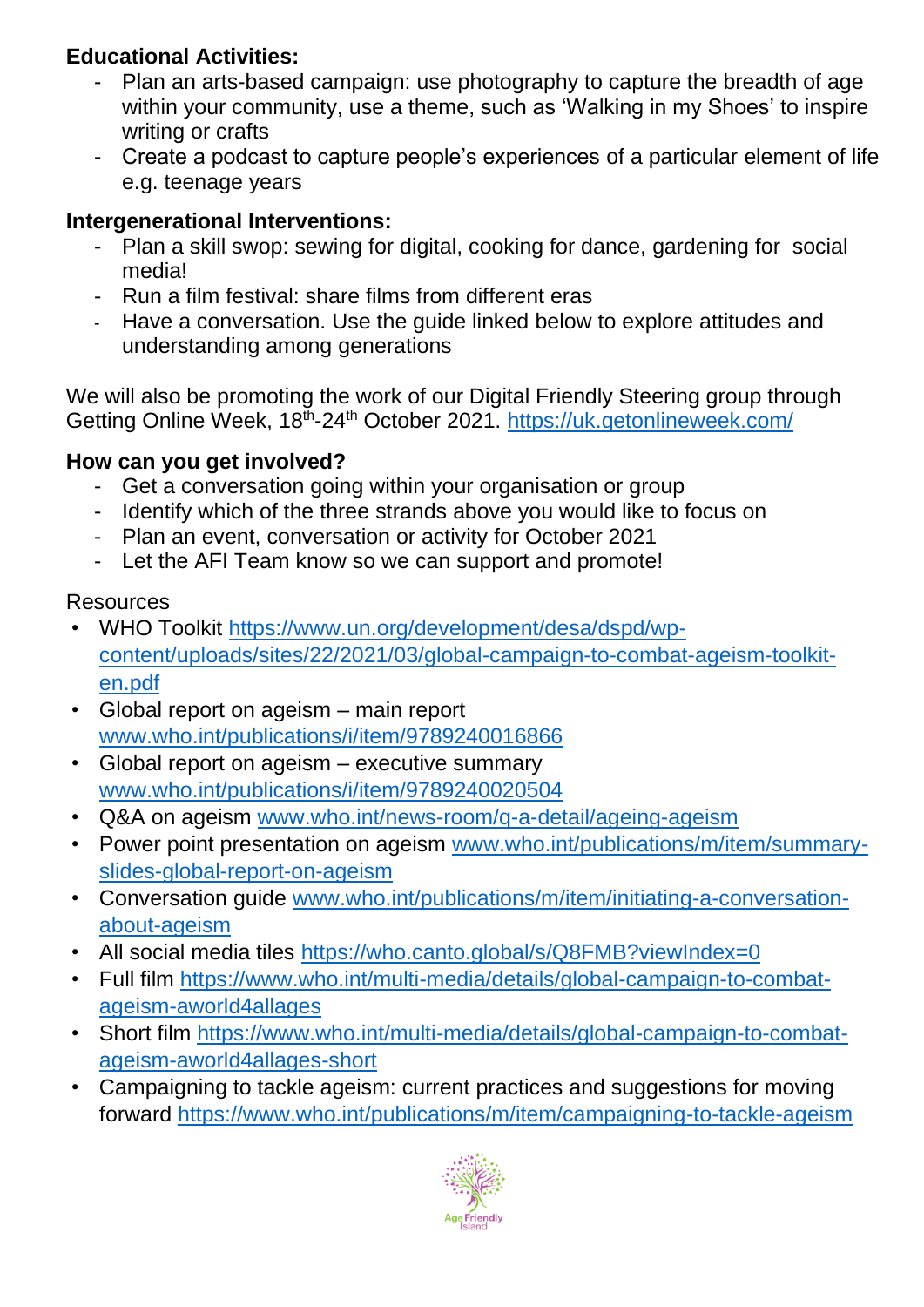**Educational Activities:**

- Plan an arts-based campaign: use photography to capture the breadth of age within your community, use a theme, such as ‘Walking in my Shoes’ to inspire writing or crafts
- Create a podcast to capture people’s experiences of a particular element of life e.g. teenage years

**Intergenerational Interventions:**

- Plan a skill swop: sewing for digital, cooking for dance, gardening for social media!
- Run a film festival: share films from different eras
- Have a conversation. Use the guide linked below to explore attitudes and understanding among generations

We will also be promoting the work of our Digital Friendly Steering group through Getting Online Week, 18th-24th October 2021. https://uk.getonlineweek.com/

**How can you get involved?**

- Get a conversation going within your organisation or group
- Identify which of the three strands above you would like to focus on
- Plan an event, conversation or activity for October 2021
- Let the AFI Team know so we can support and promote!

Resources

- WHO Toolkit https://www.un.org/development/desa/dspd/wp-content/uploads/sites/22/2021/03/global-campaign-to-combat-ageism-toolkit-en.pdf
- Global report on ageism – main report www.who.int/publications/i/item/9789240016866
- Global report on ageism – executive summary www.who.int/publications/i/item/9789240020504
- Q&A on ageism www.who.int/news-room/q-a-detail/ageing-ageism
- Power point presentation on ageism www.who.int/publications/m/item/summary-slides-global-report-on-ageism
- Conversation guide www.who.int/publications/m/item/initiating-a-conversation-about-ageism
- All social media tiles https://who.canto.global/s/Q8FMB?viewIndex=0
- Full film https://www.who.int/multi-media/details/global-campaign-to-combat-ageism-aworld4allages
- Short film https://www.who.int/multi-media/details/global-campaign-to-combat-ageism-aworld4allages-short
- Campaigning to tackle ageism: current practices and suggestions for moving forward https://www.who.int/publications/m/item/campaigning-to-tackle-ageism